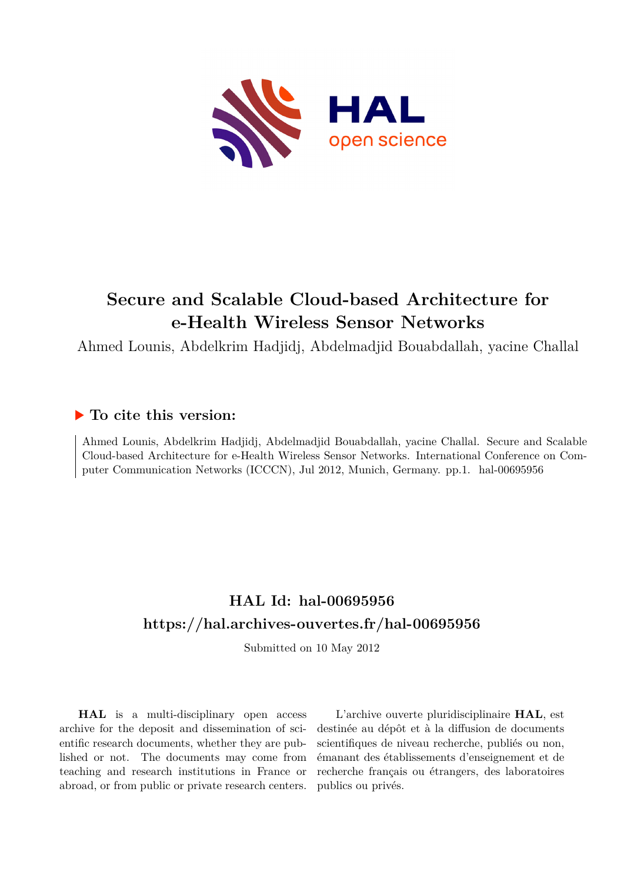# Secure and Scalable Cloud-based Architecture for e-Health Wireless Sensor Networks

Ahmed Lounis, Abdelkrim Hadjidj, Abdelmadjid Bouabdallah, yacine Challal

## ▶ To cite this version:

Ahmed Lounis, Abdelkrim Hadjidj, Abdelmadjid Bouabdallah, yacine Challal. Secure and Scalable Cloud-based Architecture for e-Health Wireless Sensor Networks. International Conference on Computer Communication Networks (ICCCN), Jul 2012, Munich, Germany. pp.1. hal-00695956

## HAL Id: hal-00695956

## https://hal.archives-ouvertes.fr/hal-00695956

Submitted on 10 May 2012

**HAL** is a multi-disciplinary open access archive for the deposit and dissemination of scientific research documents, whether they are published or not. The documents may come from teaching and research institutions in France or abroad, or from public or private research centers.

L'archive ouverte pluridisciplinaire **HAL**, est destinée au dépôt et à la diffusion de documents scientifiques de niveau recherche, publiés ou non, émanant des établissements d'enseignement et de recherche français ou étrangers, des laboratoires publics ou privés.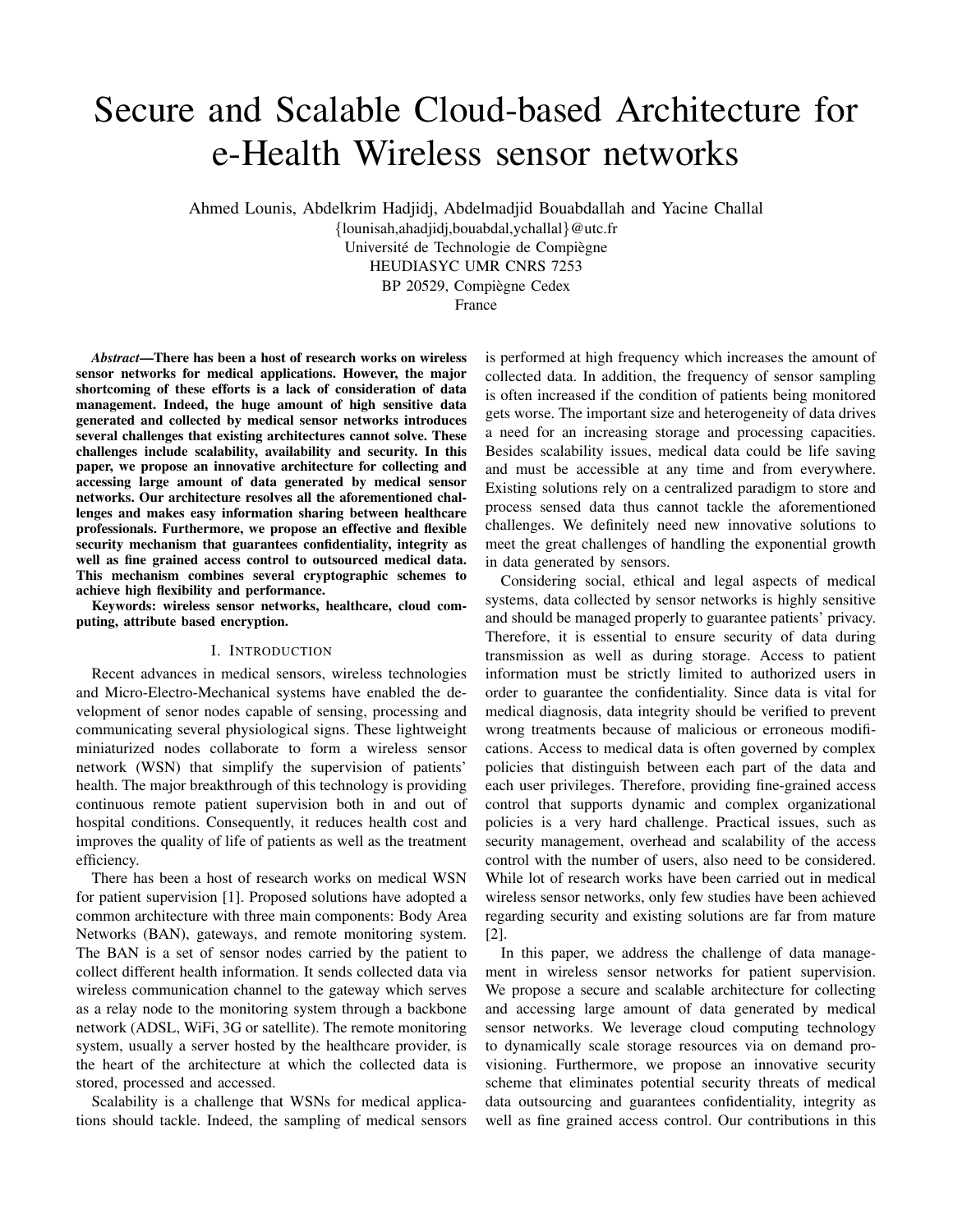# Secure and Scalable Cloud-based Architecture for e-Health Wireless sensor networks

Ahmed Lounis, Abdelkrim Hadjidj, Abdelmadjid Bouabdallah and Yacine Challal
{lounisah,ahadjidj,bouabdal,ychallal}@utc.fr
Université de Technologie de Compiègne
HEUDIASYC UMR CNRS 7253
BP 20529, Compiègne Cedex
France

***Abstract*—There has been a host of research works on wireless sensor networks for medical applications. However, the major shortcoming of these efforts is a lack of consideration of data management. Indeed, the huge amount of high sensitive data generated and collected by medical sensor networks introduces several challenges that existing architectures cannot solve. These challenges include scalability, availability and security. In this paper, we propose an innovative architecture for collecting and accessing large amount of data generated by medical sensor networks. Our architecture resolves all the aforementioned challenges and makes easy information sharing between healthcare professionals. Furthermore, we propose an effective and flexible security mechanism that guarantees confidentiality, integrity as well as fine grained access control to outsourced medical data. This mechanism combines several cryptographic schemes to achieve high flexibility and performance.**

**Keywords: wireless sensor networks, healthcare, cloud computing, attribute based encryption.**

## I. Introduction

Recent advances in medical sensors, wireless technologies and Micro-Electro-Mechanical systems have enabled the development of senor nodes capable of sensing, processing and communicating several physiological signs. These lightweight miniaturized nodes collaborate to form a wireless sensor network (WSN) that simplify the supervision of patients' health. The major breakthrough of this technology is providing continuous remote patient supervision both in and out of hospital conditions. Consequently, it reduces health cost and improves the quality of life of patients as well as the treatment efficiency.

There has been a host of research works on medical WSN for patient supervision [1]. Proposed solutions have adopted a common architecture with three main components: Body Area Networks (BAN), gateways, and remote monitoring system. The BAN is a set of sensor nodes carried by the patient to collect different health information. It sends collected data via wireless communication channel to the gateway which serves as a relay node to the monitoring system through a backbone network (ADSL, WiFi, 3G or satellite). The remote monitoring system, usually a server hosted by the healthcare provider, is the heart of the architecture at which the collected data is stored, processed and accessed.

Scalability is a challenge that WSNs for medical applications should tackle. Indeed, the sampling of medical sensors is performed at high frequency which increases the amount of collected data. In addition, the frequency of sensor sampling is often increased if the condition of patients being monitored gets worse. The important size and heterogeneity of data drives a need for an increasing storage and processing capacities. Besides scalability issues, medical data could be life saving and must be accessible at any time and from everywhere. Existing solutions rely on a centralized paradigm to store and process sensed data thus cannot tackle the aforementioned challenges. We definitely need new innovative solutions to meet the great challenges of handling the exponential growth in data generated by sensors.

Considering social, ethical and legal aspects of medical systems, data collected by sensor networks is highly sensitive and should be managed properly to guarantee patients' privacy. Therefore, it is essential to ensure security of data during transmission as well as during storage. Access to patient information must be strictly limited to authorized users in order to guarantee the confidentiality. Since data is vital for medical diagnosis, data integrity should be verified to prevent wrong treatments because of malicious or erroneous modifications. Access to medical data is often governed by complex policies that distinguish between each part of the data and each user privileges. Therefore, providing fine-grained access control that supports dynamic and complex organizational policies is a very hard challenge. Practical issues, such as security management, overhead and scalability of the access control with the number of users, also need to be considered. While lot of research works have been carried out in medical wireless sensor networks, only few studies have been achieved regarding security and existing solutions are far from mature [2].

In this paper, we address the challenge of data management in wireless sensor networks for patient supervision. We propose a secure and scalable architecture for collecting and accessing large amount of data generated by medical sensor networks. We leverage cloud computing technology to dynamically scale storage resources via on demand provisioning. Furthermore, we propose an innovative security scheme that eliminates potential security threats of medical data outsourcing and guarantees confidentiality, integrity as well as fine grained access control. Our contributions in this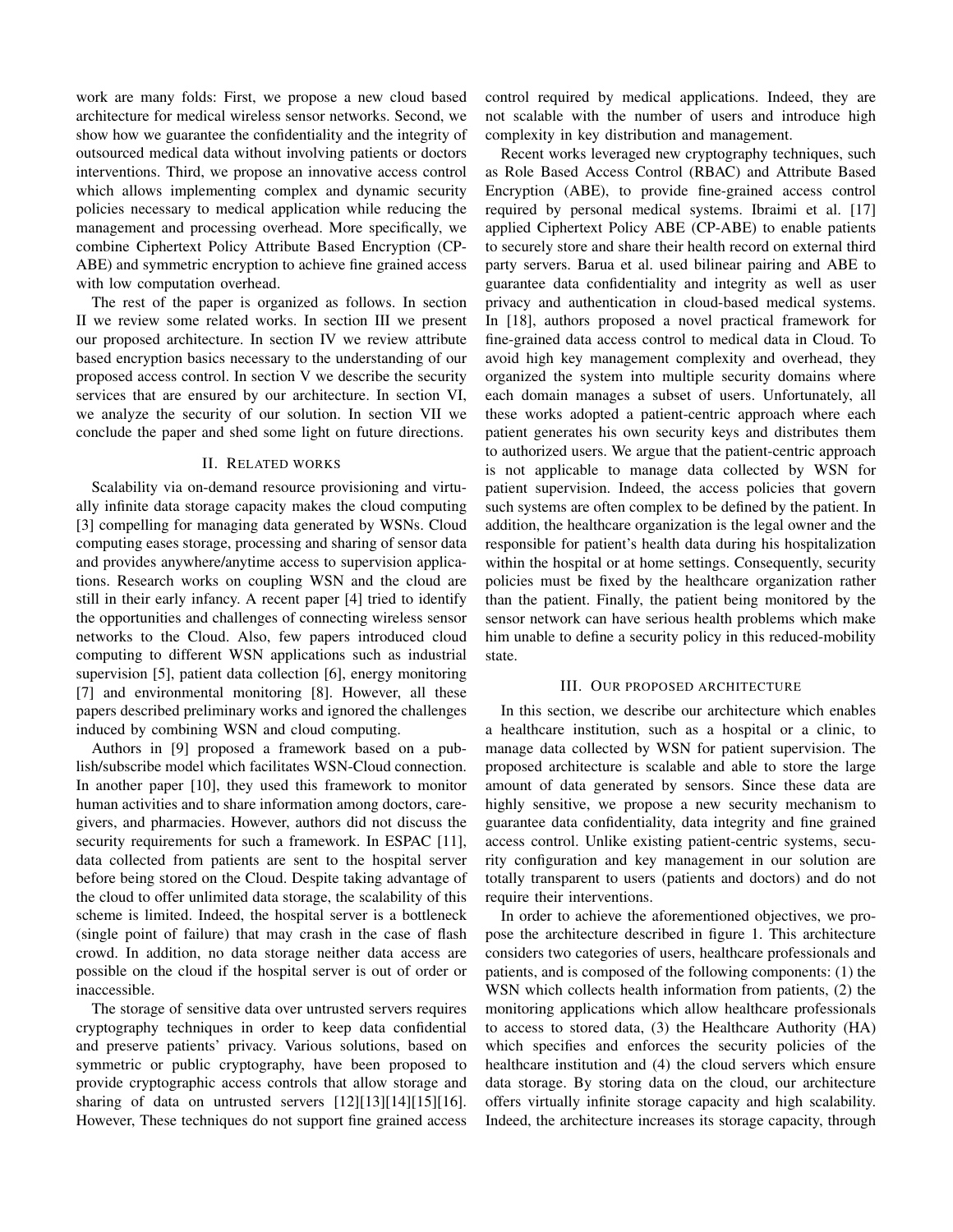work are many folds: First, we propose a new cloud based architecture for medical wireless sensor networks. Second, we show how we guarantee the confidentiality and the integrity of outsourced medical data without involving patients or doctors interventions. Third, we propose an innovative access control which allows implementing complex and dynamic security policies necessary to medical application while reducing the management and processing overhead. More specifically, we combine Ciphertext Policy Attribute Based Encryption (CP-ABE) and symmetric encryption to achieve fine grained access with low computation overhead.

The rest of the paper is organized as follows. In section II we review some related works. In section III we present our proposed architecture. In section IV we review attribute based encryption basics necessary to the understanding of our proposed access control. In section V we describe the security services that are ensured by our architecture. In section VI, we analyze the security of our solution. In section VII we conclude the paper and shed some light on future directions.

## II. Related works

Scalability via on-demand resource provisioning and virtually infinite data storage capacity makes the cloud computing [3] compelling for managing data generated by WSNs. Cloud computing eases storage, processing and sharing of sensor data and provides anywhere/anytime access to supervision applications. Research works on coupling WSN and the cloud are still in their early infancy. A recent paper [4] tried to identify the opportunities and challenges of connecting wireless sensor networks to the Cloud. Also, few papers introduced cloud computing to different WSN applications such as industrial supervision [5], patient data collection [6], energy monitoring [7] and environmental monitoring [8]. However, all these papers described preliminary works and ignored the challenges induced by combining WSN and cloud computing.

Authors in [9] proposed a framework based on a publish/subscribe model which facilitates WSN-Cloud connection. In another paper [10], they used this framework to monitor human activities and to share information among doctors, caregivers, and pharmacies. However, authors did not discuss the security requirements for such a framework. In ESPAC [11], data collected from patients are sent to the hospital server before being stored on the Cloud. Despite taking advantage of the cloud to offer unlimited data storage, the scalability of this scheme is limited. Indeed, the hospital server is a bottleneck (single point of failure) that may crash in the case of flash crowd. In addition, no data storage neither data access are possible on the cloud if the hospital server is out of order or inaccessible.

The storage of sensitive data over untrusted servers requires cryptography techniques in order to keep data confidential and preserve patients' privacy. Various solutions, based on symmetric or public cryptography, have been proposed to provide cryptographic access controls that allow storage and sharing of data on untrusted servers [12][13][14][15][16]. However, These techniques do not support fine grained access control required by medical applications. Indeed, they are not scalable with the number of users and introduce high complexity in key distribution and management.

Recent works leveraged new cryptography techniques, such as Role Based Access Control (RBAC) and Attribute Based Encryption (ABE), to provide fine-grained access control required by personal medical systems. Ibraimi et al. [17] applied Ciphertext Policy ABE (CP-ABE) to enable patients to securely store and share their health record on external third party servers. Barua et al. used bilinear pairing and ABE to guarantee data confidentiality and integrity as well as user privacy and authentication in cloud-based medical systems. In [18], authors proposed a novel practical framework for fine-grained data access control to medical data in Cloud. To avoid high key management complexity and overhead, they organized the system into multiple security domains where each domain manages a subset of users. Unfortunately, all these works adopted a patient-centric approach where each patient generates his own security keys and distributes them to authorized users. We argue that the patient-centric approach is not applicable to manage data collected by WSN for patient supervision. Indeed, the access policies that govern such systems are often complex to be defined by the patient. In addition, the healthcare organization is the legal owner and the responsible for patient's health data during his hospitalization within the hospital or at home settings. Consequently, security policies must be fixed by the healthcare organization rather than the patient. Finally, the patient being monitored by the sensor network can have serious health problems which make him unable to define a security policy in this reduced-mobility state.

## III. Our proposed architecture

In this section, we describe our architecture which enables a healthcare institution, such as a hospital or a clinic, to manage data collected by WSN for patient supervision. The proposed architecture is scalable and able to store the large amount of data generated by sensors. Since these data are highly sensitive, we propose a new security mechanism to guarantee data confidentiality, data integrity and fine grained access control. Unlike existing patient-centric systems, security configuration and key management in our solution are totally transparent to users (patients and doctors) and do not require their interventions.

In order to achieve the aforementioned objectives, we propose the architecture described in figure 1. This architecture considers two categories of users, healthcare professionals and patients, and is composed of the following components: (1) the WSN which collects health information from patients, (2) the monitoring applications which allow healthcare professionals to access to stored data, (3) the Healthcare Authority (HA) which specifies and enforces the security policies of the healthcare institution and (4) the cloud servers which ensure data storage. By storing data on the cloud, our architecture offers virtually infinite storage capacity and high scalability. Indeed, the architecture increases its storage capacity, through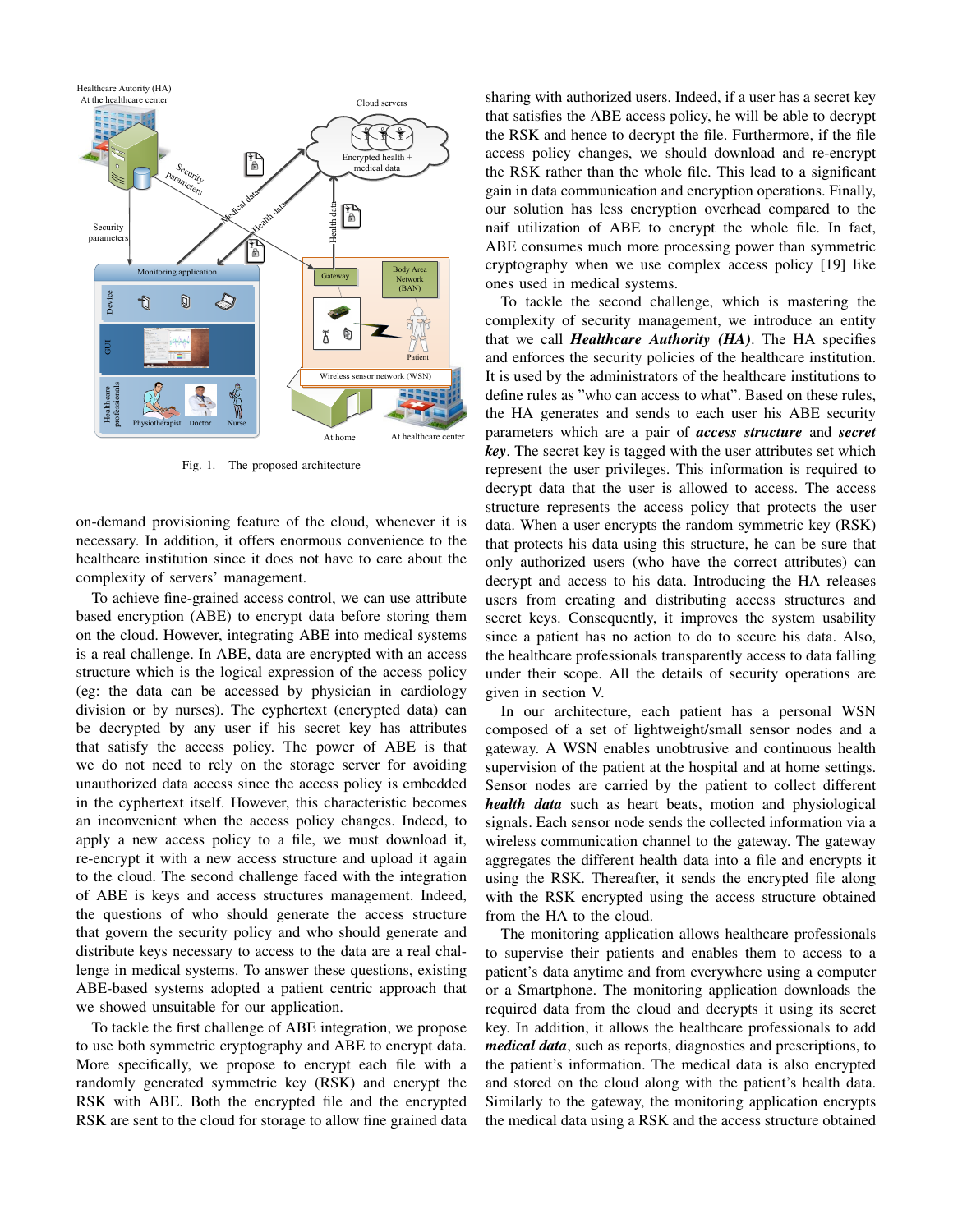Fig. 1. The proposed architecture

on-demand provisioning feature of the cloud, whenever it is necessary. In addition, it offers enormous convenience to the healthcare institution since it does not have to care about the complexity of servers' management.

To achieve fine-grained access control, we can use attribute based encryption (ABE) to encrypt data before storing them on the cloud. However, integrating ABE into medical systems is a real challenge. In ABE, data are encrypted with an access structure which is the logical expression of the access policy (eg: the data can be accessed by physician in cardiology division or by nurses). The cyphertext (encrypted data) can be decrypted by any user if his secret key has attributes that satisfy the access policy. The power of ABE is that we do not need to rely on the storage server for avoiding unauthorized data access since the access policy is embedded in the cyphertext itself. However, this characteristic becomes an inconvenient when the access policy changes. Indeed, to apply a new access policy to a file, we must download it, re-encrypt it with a new access structure and upload it again to the cloud. The second challenge faced with the integration of ABE is keys and access structures management. Indeed, the questions of who should generate the access structure that govern the security policy and who should generate and distribute keys necessary to access to the data are a real challenge in medical systems. To answer these questions, existing ABE-based systems adopted a patient centric approach that we showed unsuitable for our application.

To tackle the first challenge of ABE integration, we propose to use both symmetric cryptography and ABE to encrypt data. More specifically, we propose to encrypt each file with a randomly generated symmetric key (RSK) and encrypt the RSK with ABE. Both the encrypted file and the encrypted RSK are sent to the cloud for storage to allow fine grained data sharing with authorized users. Indeed, if a user has a secret key that satisfies the ABE access policy, he will be able to decrypt the RSK and hence to decrypt the file. Furthermore, if the file access policy changes, we should download and re-encrypt the RSK rather than the whole file. This lead to a significant gain in data communication and encryption operations. Finally, our solution has less encryption overhead compared to the naif utilization of ABE to encrypt the whole file. In fact, ABE consumes much more processing power than symmetric cryptography when we use complex access policy [19] like ones used in medical systems.

To tackle the second challenge, which is mastering the complexity of security management, we introduce an entity that we call ***Healthcare Authority (HA)***. The HA specifies and enforces the security policies of the healthcare institution. It is used by the administrators of the healthcare institutions to define rules as "who can access to what". Based on these rules, the HA generates and sends to each user his ABE security parameters which are a pair of ***access structure*** and ***secret key***. The secret key is tagged with the user attributes set which represent the user privileges. This information is required to decrypt data that the user is allowed to access. The access structure represents the access policy that protects the user data. When a user encrypts the random symmetric key (RSK) that protects his data using this structure, he can be sure that only authorized users (who have the correct attributes) can decrypt and access to his data. Introducing the HA releases users from creating and distributing access structures and secret keys. Consequently, it improves the system usability since a patient has no action to do to secure his data. Also, the healthcare professionals transparently access to data falling under their scope. All the details of security operations are given in section V.

In our architecture, each patient has a personal WSN composed of a set of lightweight/small sensor nodes and a gateway. A WSN enables unobtrusive and continuous health supervision of the patient at the hospital and at home settings. Sensor nodes are carried by the patient to collect different ***health data*** such as heart beats, motion and physiological signals. Each sensor node sends the collected information via a wireless communication channel to the gateway. The gateway aggregates the different health data into a file and encrypts it using the RSK. Thereafter, it sends the encrypted file along with the RSK encrypted using the access structure obtained from the HA to the cloud.

The monitoring application allows healthcare professionals to supervise their patients and enables them to access to a patient's data anytime and from everywhere using a computer or a Smartphone. The monitoring application downloads the required data from the cloud and decrypts it using its secret key. In addition, it allows the healthcare professionals to add ***medical data***, such as reports, diagnostics and prescriptions, to the patient's information. The medical data is also encrypted and stored on the cloud along with the patient's health data. Similarly to the gateway, the monitoring application encrypts the medical data using a RSK and the access structure obtained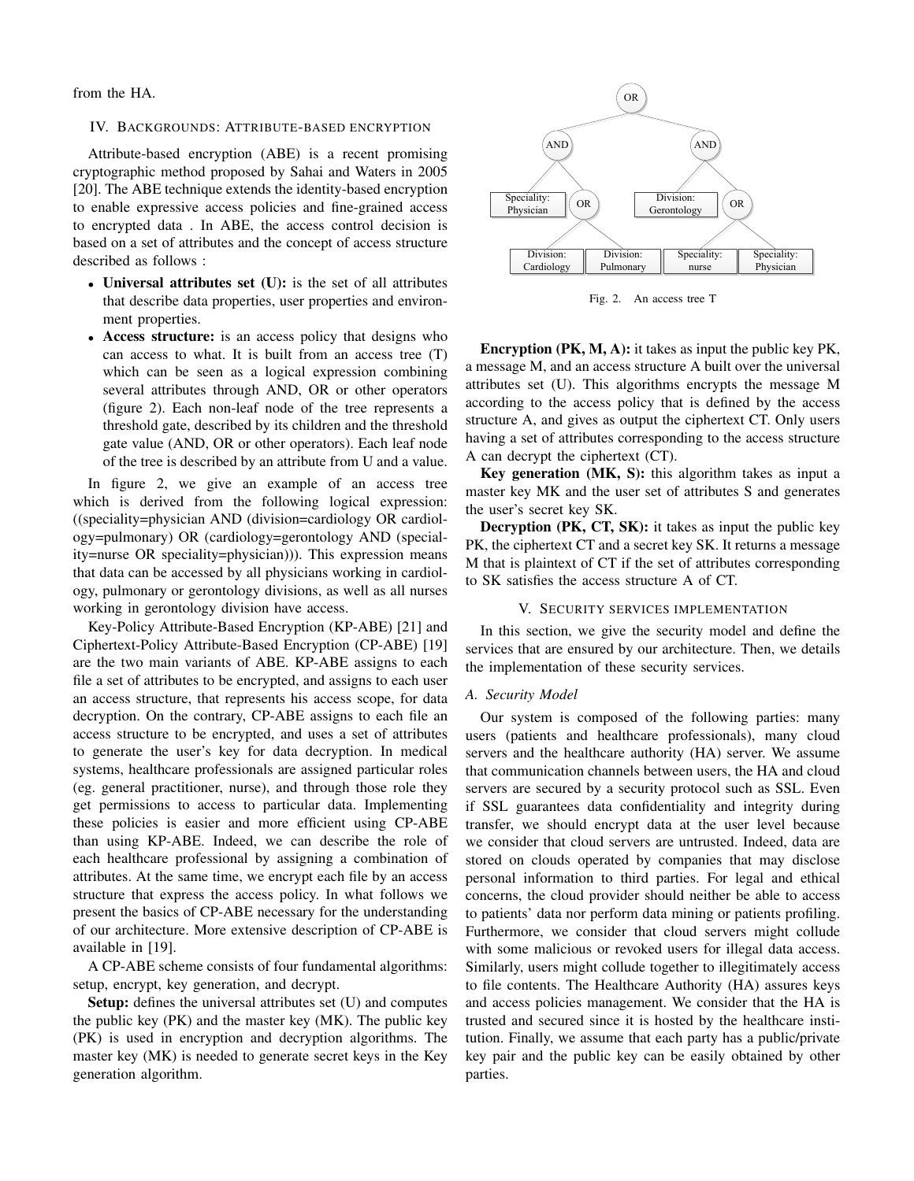from the HA.

## IV. Backgrounds: Attribute-based encryption

Attribute-based encryption (ABE) is a recent promising cryptographic method proposed by Sahai and Waters in 2005 [20]. The ABE technique extends the identity-based encryption to enable expressive access policies and fine-grained access to encrypted data . In ABE, the access control decision is based on a set of attributes and the concept of access structure described as follows :

- **Universal attributes set (U):** is the set of all attributes that describe data properties, user properties and environment properties.
- **Access structure:** is an access policy that designs who can access to what. It is built from an access tree (T) which can be seen as a logical expression combining several attributes through AND, OR or other operators (figure 2). Each non-leaf node of the tree represents a threshold gate, described by its children and the threshold gate value (AND, OR or other operators). Each leaf node of the tree is described by an attribute from U and a value.

In figure 2, we give an example of an access tree which is derived from the following logical expression: ((speciality=physician AND (division=cardiology OR cardiology=pulmonary) OR (cardiology=gerontology AND (speciality=nurse OR speciality=physician))). This expression means that data can be accessed by all physicians working in cardiology, pulmonary or gerontology divisions, as well as all nurses working in gerontology division have access.

Key-Policy Attribute-Based Encryption (KP-ABE) [21] and Ciphertext-Policy Attribute-Based Encryption (CP-ABE) [19] are the two main variants of ABE. KP-ABE assigns to each file a set of attributes to be encrypted, and assigns to each user an access structure, that represents his access scope, for data decryption. On the contrary, CP-ABE assigns to each file an access structure to be encrypted, and uses a set of attributes to generate the user's key for data decryption. In medical systems, healthcare professionals are assigned particular roles (eg. general practitioner, nurse), and through those role they get permissions to access to particular data. Implementing these policies is easier and more efficient using CP-ABE than using KP-ABE. Indeed, we can describe the role of each healthcare professional by assigning a combination of attributes. At the same time, we encrypt each file by an access structure that express the access policy. In what follows we present the basics of CP-ABE necessary for the understanding of our architecture. More extensive description of CP-ABE is available in [19].

A CP-ABE scheme consists of four fundamental algorithms: setup, encrypt, key generation, and decrypt.

**Setup:** defines the universal attributes set (U) and computes the public key (PK) and the master key (MK). The public key (PK) is used in encryption and decryption algorithms. The master key (MK) is needed to generate secret keys in the Key generation algorithm.

Fig. 2. An access tree T

**Encryption (PK, M, A):** it takes as input the public key PK, a message M, and an access structure A built over the universal attributes set (U). This algorithms encrypts the message M according to the access policy that is defined by the access structure A, and gives as output the ciphertext CT. Only users having a set of attributes corresponding to the access structure A can decrypt the ciphertext (CT).

**Key generation (MK, S):** this algorithm takes as input a master key MK and the user set of attributes S and generates the user's secret key SK.

**Decryption (PK, CT, SK):** it takes as input the public key PK, the ciphertext CT and a secret key SK. It returns a message M that is plaintext of CT if the set of attributes corresponding to SK satisfies the access structure A of CT.

## V. Security services implementation

In this section, we give the security model and define the services that are ensured by our architecture. Then, we details the implementation of these security services.

### A. Security Model

Our system is composed of the following parties: many users (patients and healthcare professionals), many cloud servers and the healthcare authority (HA) server. We assume that communication channels between users, the HA and cloud servers are secured by a security protocol such as SSL. Even if SSL guarantees data confidentiality and integrity during transfer, we should encrypt data at the user level because we consider that cloud servers are untrusted. Indeed, data are stored on clouds operated by companies that may disclose personal information to third parties. For legal and ethical concerns, the cloud provider should neither be able to access to patients' data nor perform data mining or patients profiling. Furthermore, we consider that cloud servers might collude with some malicious or revoked users for illegal data access. Similarly, users might collude together to illegitimately access to file contents. The Healthcare Authority (HA) assures keys and access policies management. We consider that the HA is trusted and secured since it is hosted by the healthcare institution. Finally, we assume that each party has a public/private key pair and the public key can be easily obtained by other parties.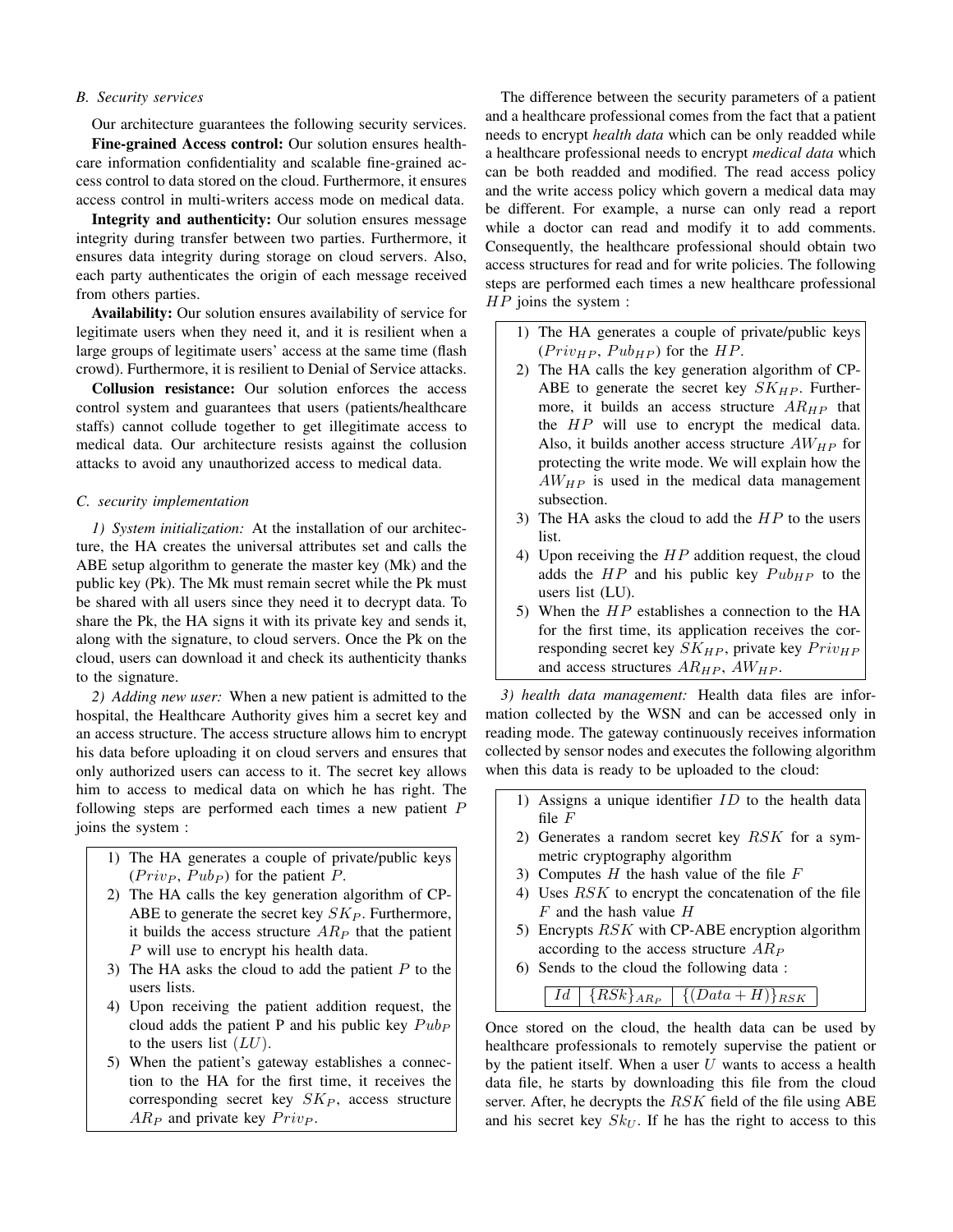### B. Security services

Our architecture guarantees the following security services.

**Fine-grained Access control:** Our solution ensures healthcare information confidentiality and scalable fine-grained access control to data stored on the cloud. Furthermore, it ensures access control in multi-writers access mode on medical data.

**Integrity and authenticity:** Our solution ensures message integrity during transfer between two parties. Furthermore, it ensures data integrity during storage on cloud servers. Also, each party authenticates the origin of each message received from others parties.

**Availability:** Our solution ensures availability of service for legitimate users when they need it, and it is resilient when a large groups of legitimate users' access at the same time (flash crowd). Furthermore, it is resilient to Denial of Service attacks.

**Collusion resistance:** Our solution enforces the access control system and guarantees that users (patients/healthcare staffs) cannot collude together to get illegitimate access to medical data. Our architecture resists against the collusion attacks to avoid any unauthorized access to medical data.

### C. security implementation

*1) System initialization:* At the installation of our architecture, the HA creates the universal attributes set and calls the ABE setup algorithm to generate the master key (Mk) and the public key (Pk). The Mk must remain secret while the Pk must be shared with all users since they need it to decrypt data. To share the Pk, the HA signs it with its private key and sends it, along with the signature, to cloud servers. Once the Pk on the cloud, users can download it and check its authenticity thanks to the signature.

*2) Adding new user:* When a new patient is admitted to the hospital, the Healthcare Authority gives him a secret key and an access structure. The access structure allows him to encrypt his data before uploading it on cloud servers and ensures that only authorized users can access to it. The secret key allows him to access to medical data on which he has right. The following steps are performed each times a new patient $P$ joins the system :

1) The HA generates a couple of private/public keys ($Priv_P$, $Pub_P$) for the patient $P$.
2) The HA calls the key generation algorithm of CP-ABE to generate the secret key $SK_P$. Furthermore, it builds the access structure $AR_P$ that the patient $P$ will use to encrypt his health data.
3) The HA asks the cloud to add the patient $P$ to the users lists.
4) Upon receiving the patient addition request, the cloud adds the patient P and his public key $Pub_P$ to the users list $(LU)$.
5) When the patient's gateway establishes a connection to the HA for the first time, it receives the corresponding secret key $SK_P$, access structure $AR_P$ and private key $Priv_P$.

The difference between the security parameters of a patient and a healthcare professional comes from the fact that a patient needs to encrypt *health data* which can be only readded while a healthcare professional needs to encrypt *medical data* which can be both readded and modified. The read access policy and the write access policy which govern a medical data may be different. For example, a nurse can only read a report while a doctor can read and modify it to add comments. Consequently, the healthcare professional should obtain two access structures for read and for write policies. The following steps are performed each times a new healthcare professional $HP$ joins the system :

1) The HA generates a couple of private/public keys ($Priv_{HP}$, $Pub_{HP}$) for the $HP$.
2) The HA calls the key generation algorithm of CP-ABE to generate the secret key $SK_{HP}$. Furthermore, it builds an access structure $AR_{HP}$ that the $HP$ will use to encrypt the medical data. Also, it builds another access structure $AW_{HP}$ for protecting the write mode. We will explain how the $AW_{HP}$ is used in the medical data management subsection.
3) The HA asks the cloud to add the $HP$ to the users list.
4) Upon receiving the $HP$ addition request, the cloud adds the $HP$ and his public key $Pub_{HP}$ to the users list (LU).
5) When the $HP$ establishes a connection to the HA for the first time, its application receives the corresponding secret key $SK_{HP}$, private key $Priv_{HP}$ and access structures $AR_{HP}$, $AW_{HP}$.

*3) health data management:* Health data files are information collected by the WSN and can be accessed only in reading mode. The gateway continuously receives information collected by sensor nodes and executes the following algorithm when this data is ready to be uploaded to the cloud:

1) Assigns a unique identifier $ID$ to the health data file $F$
2) Generates a random secret key $RSK$ for a symmetric cryptography algorithm
3) Computes $H$ the hash value of the file $F$
4) Uses $RSK$ to encrypt the concatenation of the file $F$ and the hash value $H$
5) Encrypts $RSK$ with CP-ABE encryption algorithm according to the access structure $AR_P$
6) Sends to the cloud the following data :

| $Id$ | $\{RSk\}_{AR_P}$ | $\{(Data + H)\}_{RSK}$ |
|---|---|---|

Once stored on the cloud, the health data can be used by healthcare professionals to remotely supervise the patient or by the patient itself. When a user $U$ wants to access a health data file, he starts by downloading this file from the cloud server. After, he decrypts the $RSK$ field of the file using ABE and his secret key $Sk_U$. If he has the right to access to this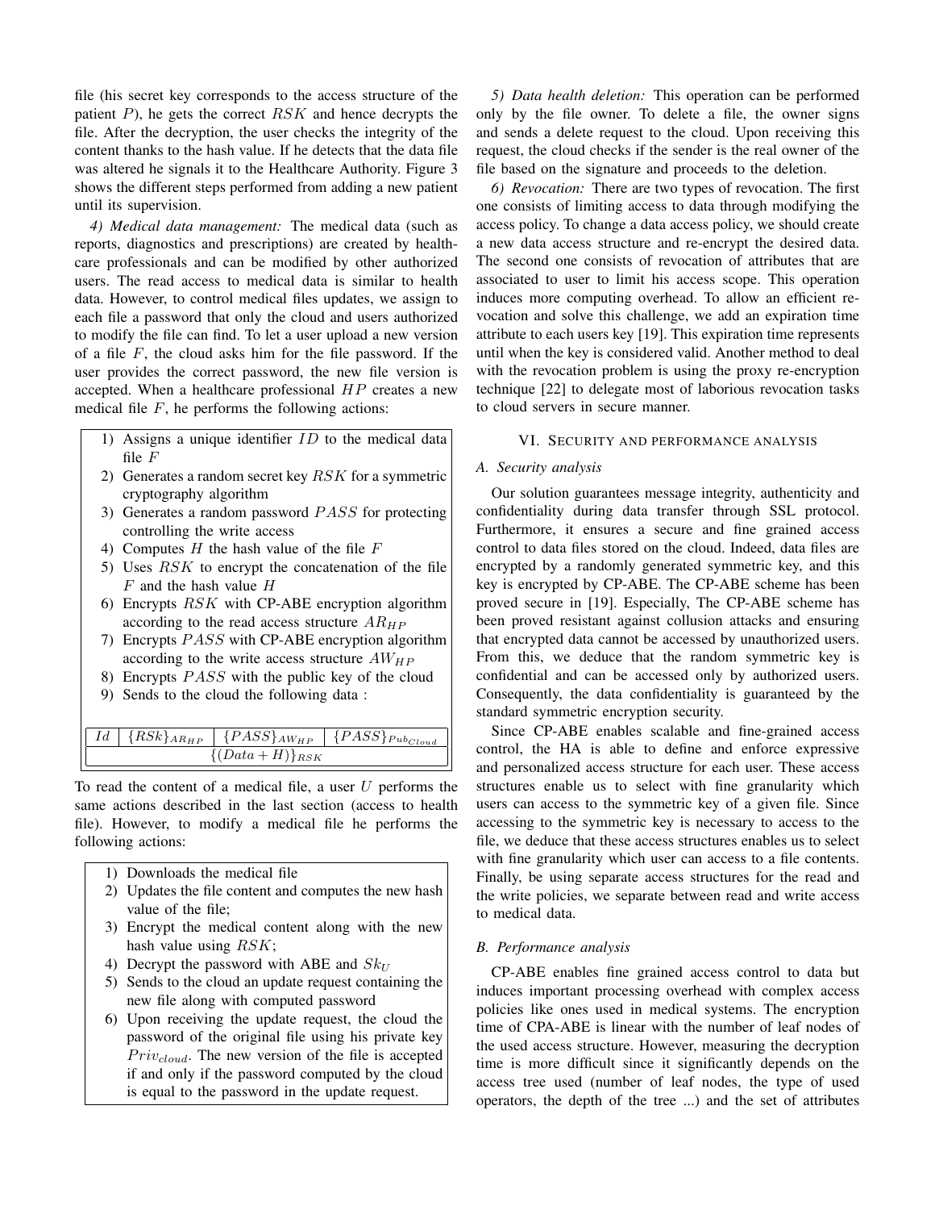file (his secret key corresponds to the access structure of the patient $P$), he gets the correct $RSK$ and hence decrypts the file. After the decryption, the user checks the integrity of the content thanks to the hash value. If he detects that the data file was altered he signals it to the Healthcare Authority. Figure 3 shows the different steps performed from adding a new patient until its supervision.

*4) Medical data management:* The medical data (such as reports, diagnostics and prescriptions) are created by healthcare professionals and can be modified by other authorized users. The read access to medical data is similar to health data. However, to control medical files updates, we assign to each file a password that only the cloud and users authorized to modify the file can find. To let a user upload a new version of a file $F$, the cloud asks him for the file password. If the user provides the correct password, the new file version is accepted. When a healthcare professional $HP$ creates a new medical file $F$, he performs the following actions:

1) Assigns a unique identifier $ID$ to the medical data file $F$
2) Generates a random secret key $RSK$ for a symmetric cryptography algorithm
3) Generates a random password $PASS$ for protecting controlling the write access
4) Computes $H$ the hash value of the file $F$
5) Uses $RSK$ to encrypt the concatenation of the file $F$ and the hash value $H$
6) Encrypts $RSK$ with CP-ABE encryption algorithm according to the read access structure $AR_{HP}$
7) Encrypts $PASS$ with CP-ABE encryption algorithm according to the write access structure $AW_{HP}$
8) Encrypts $PASS$ with the public key of the cloud
9) Sends to the cloud the following data :

| $Id$ | $\{RSk\}_{AR_{HP}}$ | $\{PASS\}_{AW_{HP}}$ | $\{PASS\}_{Pub_{Cloud}}$ |
|---|---|---|---|
| $\{(Data+H)\}_{RSK}$ | | | |

To read the content of a medical file, a user $U$ performs the same actions described in the last section (access to health file). However, to modify a medical file he performs the following actions:

1) Downloads the medical file
2) Updates the file content and computes the new hash value of the file;
3) Encrypt the medical content along with the new hash value using $RSK$;
4) Decrypt the password with ABE and $Sk_U$
5) Sends to the cloud an update request containing the new file along with computed password
6) Upon receiving the update request, the cloud the password of the original file using his private key $Priv_{cloud}$. The new version of the file is accepted if and only if the password computed by the cloud is equal to the password in the update request.

*5) Data health deletion:* This operation can be performed only by the file owner. To delete a file, the owner signs and sends a delete request to the cloud. Upon receiving this request, the cloud checks if the sender is the real owner of the file based on the signature and proceeds to the deletion.

*6) Revocation:* There are two types of revocation. The first one consists of limiting access to data through modifying the access policy. To change a data access policy, we should create a new data access structure and re-encrypt the desired data. The second one consists of revocation of attributes that are associated to user to limit his access scope. This operation induces more computing overhead. To allow an efficient revocation and solve this challenge, we add an expiration time attribute to each users key [19]. This expiration time represents until when the key is considered valid. Another method to deal with the revocation problem is using the proxy re-encryption technique [22] to delegate most of laborious revocation tasks to cloud servers in secure manner.

## VI. Security and performance analysis

### A. Security analysis

Our solution guarantees message integrity, authenticity and confidentiality during data transfer through SSL protocol. Furthermore, it ensures a secure and fine grained access control to data files stored on the cloud. Indeed, data files are encrypted by a randomly generated symmetric key, and this key is encrypted by CP-ABE. The CP-ABE scheme has been proved secure in [19]. Especially, The CP-ABE scheme has been proved resistant against collusion attacks and ensuring that encrypted data cannot be accessed by unauthorized users. From this, we deduce that the random symmetric key is confidential and can be accessed only by authorized users. Consequently, the data confidentiality is guaranteed by the standard symmetric encryption security.

Since CP-ABE enables scalable and fine-grained access control, the HA is able to define and enforce expressive and personalized access structure for each user. These access structures enable us to select with fine granularity which users can access to the symmetric key of a given file. Since accessing to the symmetric key is necessary to access to the file, we deduce that these access structures enables us to select with fine granularity which user can access to a file contents. Finally, be using separate access structures for the read and the write policies, we separate between read and write access to medical data.

### B. Performance analysis

CP-ABE enables fine grained access control to data but induces important processing overhead with complex access policies like ones used in medical systems. The encryption time of CPA-ABE is linear with the number of leaf nodes of the used access structure. However, measuring the decryption time is more difficult since it significantly depends on the access tree used (number of leaf nodes, the type of used operators, the depth of the tree ...) and the set of attributes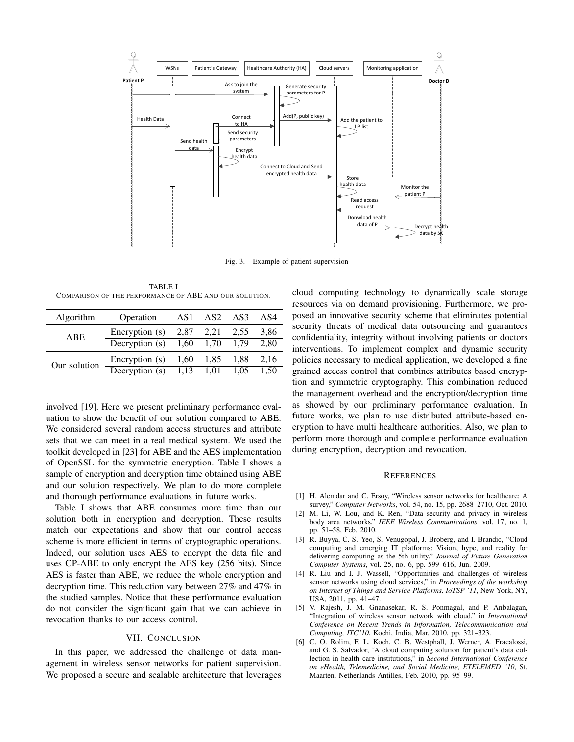Fig. 3. Example of patient supervision

TABLE I
COMPARISON OF THE PERFORMANCE OF ABE AND OUR SOLUTION.

| Algorithm | Operation | AS1 | AS2 | AS3 | AS4 |
|---|---|---|---|---|---|
| ABE | Encryption (s) | 2,87 | 2,21 | 2,55 | 3,86 |
| | Decryption (s) | 1,60 | 1,70 | 1,79 | 2,80 |
| Our solution | Encryption (s) | 1,60 | 1,85 | 1,88 | 2,16 |
| | Decryption (s) | 1,13 | 1,01 | 1,05 | 1,50 |

involved [19]. Here we present preliminary performance evaluation to show the benefit of our solution compared to ABE. We considered several random access structures and attribute sets that we can meet in a real medical system. We used the toolkit developed in [23] for ABE and the AES implementation of OpenSSL for the symmetric encryption. Table I shows a sample of encryption and decryption time obtained using ABE and our solution respectively. We plan to do more complete and thorough performance evaluations in future works.

Table I shows that ABE consumes more time than our solution both in encryption and decryption. These results match our expectations and show that our control access scheme is more efficient in terms of cryptographic operations. Indeed, our solution uses AES to encrypt the data file and uses CP-ABE to only encrypt the AES key (256 bits). Since AES is faster than ABE, we reduce the whole encryption and decryption time. This reduction vary between 27% and 47% in the studied samples. Notice that these performance evaluation do not consider the significant gain that we can achieve in revocation thanks to our access control.

## VII. CONCLUSION

In this paper, we addressed the challenge of data management in wireless sensor networks for patient supervision. We proposed a secure and scalable architecture that leverages cloud computing technology to dynamically scale storage resources via on demand provisioning. Furthermore, we proposed an innovative security scheme that eliminates potential security threats of medical data outsourcing and guarantees confidentiality, integrity without involving patients or doctors interventions. To implement complex and dynamic security policies necessary to medical application, we developed a fine grained access control that combines attributes based encryption and symmetric cryptography. This combination reduced the management overhead and the encryption/decryption time as showed by our preliminary performance evaluation. In future works, we plan to use distributed attribute-based encryption to have multi healthcare authorities. Also, we plan to perform more thorough and complete performance evaluation during encryption, decryption and revocation.

## REFERENCES

[1] H. Alemdar and C. Ersoy, "Wireless sensor networks for healthcare: A survey," *Computer Networks*, vol. 54, no. 15, pp. 2688–2710, Oct. 2010.

[2] M. Li, W. Lou, and K. Ren, "Data security and privacy in wireless body area networks," *IEEE Wireless Communications*, vol. 17, no. 1, pp. 51–58, Feb. 2010.

[3] R. Buyya, C. S. Yeo, S. Venugopal, J. Broberg, and I. Brandic, "Cloud computing and emerging IT platforms: Vision, hype, and reality for delivering computing as the 5th utility," *Journal of Future Generation Computer Systems*, vol. 25, no. 6, pp. 599–616, Jun. 2009.

[4] R. Liu and I. J. Wassell, "Opportunities and challenges of wireless sensor networks using cloud services," in *Proceedings of the workshop on Internet of Things and Service Platforms, IoTSP '11*, New York, NY, USA, 2011, pp. 41–47.

[5] V. Rajesh, J. M. Gnanasekar, R. S. Ponmagal, and P. Anbalagan, "Integration of wireless sensor network with cloud," in *International Conference on Recent Trends in Information, Telecommunication and Computing, ITC'10*, Kochi, India, Mar. 2010, pp. 321–323.

[6] C. O. Rolim, F. L. Koch, C. B. Westphall, J. Werner, A. Fracalossi, and G. S. Salvador, "A cloud computing solution for patient's data collection in health care institutions," in *Second International Conference on eHealth, Telemedicine, and Social Medicine, ETELEMED '10*, St. Maarten, Netherlands Antilles, Feb. 2010, pp. 95–99.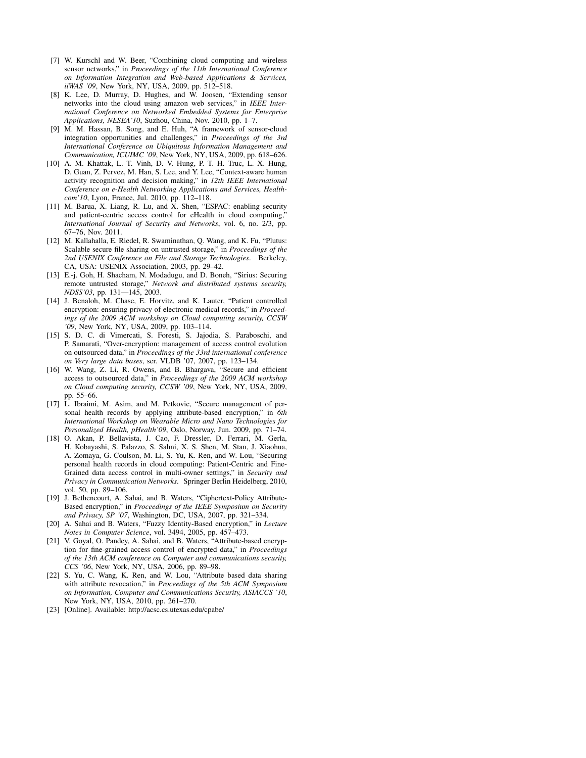[7] W. Kurschl and W. Beer, "Combining cloud computing and wireless sensor networks," in *Proceedings of the 11th International Conference on Information Integration and Web-based Applications & Services, iiWAS '09*, New York, NY, USA, 2009, pp. 512–518.

[8] K. Lee, D. Murray, D. Hughes, and W. Joosen, "Extending sensor networks into the cloud using amazon web services," in *IEEE International Conference on Networked Embedded Systems for Enterprise Applications, NESEA'10*, Suzhou, China, Nov. 2010, pp. 1–7.

[9] M. M. Hassan, B. Song, and E. Huh, "A framework of sensor-cloud integration opportunities and challenges," in *Proceedings of the 3rd International Conference on Ubiquitous Information Management and Communication, ICUIMC '09*, New York, NY, USA, 2009, pp. 618–626.

[10] A. M. Khattak, L. T. Vinh, D. V. Hung, P. T. H. Truc, L. X. Hung, D. Guan, Z. Pervez, M. Han, S. Lee, and Y. Lee, "Context-aware human activity recognition and decision making," in *12th IEEE International Conference on e-Health Networking Applications and Services, Healthcom'10*, Lyon, France, Jul. 2010, pp. 112–118.

[11] M. Barua, X. Liang, R. Lu, and X. Shen, "ESPAC: enabling security and patient-centric access control for eHealth in cloud computing," *International Journal of Security and Networks*, vol. 6, no. 2/3, pp. 67–76, Nov. 2011.

[12] M. Kallahalla, E. Riedel, R. Swaminathan, Q. Wang, and K. Fu, "Plutus: Scalable secure file sharing on untrusted storage," in *Proceedings of the 2nd USENIX Conference on File and Storage Technologies*. Berkeley, CA, USA: USENIX Association, 2003, pp. 29–42.

[13] E.-j. Goh, H. Shacham, N. Modadugu, and D. Boneh, "Sirius: Securing remote untrusted storage," *Network and distributed systems security, NDSS'03*, pp. 131—145, 2003.

[14] J. Benaloh, M. Chase, E. Horvitz, and K. Lauter, "Patient controlled encryption: ensuring privacy of electronic medical records," in *Proceedings of the 2009 ACM workshop on Cloud computing security, CCSW '09*, New York, NY, USA, 2009, pp. 103–114.

[15] S. D. C. di Vimercati, S. Foresti, S. Jajodia, S. Paraboschi, and P. Samarati, "Over-encryption: management of access control evolution on outsourced data," in *Proceedings of the 33rd international conference on Very large data bases*, ser. VLDB '07, 2007, pp. 123–134.

[16] W. Wang, Z. Li, R. Owens, and B. Bhargava, "Secure and efficient access to outsourced data," in *Proceedings of the 2009 ACM workshop on Cloud computing security, CCSW '09*, New York, NY, USA, 2009, pp. 55–66.

[17] L. Ibraimi, M. Asim, and M. Petkovic, "Secure management of personal health records by applying attribute-based encryption," in *6th International Workshop on Wearable Micro and Nano Technologies for Personalized Health, pHealth'09*, Oslo, Norway, Jun. 2009, pp. 71–74.

[18] O. Akan, P. Bellavista, J. Cao, F. Dressler, D. Ferrari, M. Gerla, H. Kobayashi, S. Palazzo, S. Sahni, X. S. Shen, M. Stan, J. Xiaohua, A. Zomaya, G. Coulson, M. Li, S. Yu, K. Ren, and W. Lou, "Securing personal health records in cloud computing: Patient-Centric and Fine-Grained data access control in multi-owner settings," in *Security and Privacy in Communication Networks*. Springer Berlin Heidelberg, 2010, vol. 50, pp. 89–106.

[19] J. Bethencourt, A. Sahai, and B. Waters, "Ciphertext-Policy Attribute-Based encryption," in *Proceedings of the IEEE Symposium on Security and Privacy, SP '07*, Washington, DC, USA, 2007, pp. 321–334.

[20] A. Sahai and B. Waters, "Fuzzy Identity-Based encryption," in *Lecture Notes in Computer Science*, vol. 3494, 2005, pp. 457–473.

[21] V. Goyal, O. Pandey, A. Sahai, and B. Waters, "Attribute-based encryption for fine-grained access control of encrypted data," in *Proceedings of the 13th ACM conference on Computer and communications security, CCS '06*, New York, NY, USA, 2006, pp. 89–98.

[22] S. Yu, C. Wang, K. Ren, and W. Lou, "Attribute based data sharing with attribute revocation," in *Proceedings of the 5th ACM Symposium on Information, Computer and Communications Security, ASIACCS '10*, New York, NY, USA, 2010, pp. 261–270.

[23] [Online]. Available: http://acsc.cs.utexas.edu/cpabe/